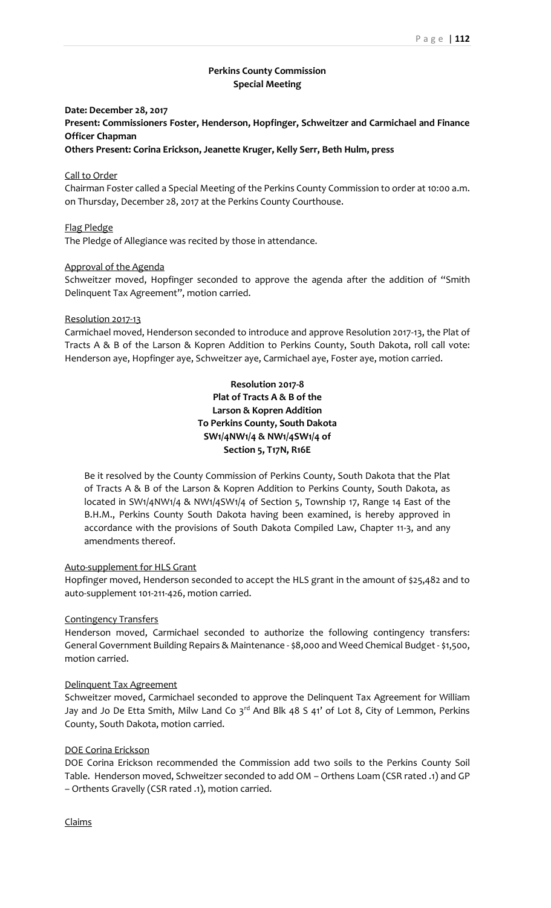**Perkins County Commission**
**Special Meeting**

**Date: December 28, 2017**
**Present: Commissioners Foster, Henderson, Hopfinger, Schweitzer and Carmichael and Finance Officer Chapman**
**Others Present: Corina Erickson, Jeanette Kruger, Kelly Serr, Beth Hulm, press**

Call to Order

Chairman Foster called a Special Meeting of the Perkins County Commission to order at 10:00 a.m. on Thursday, December 28, 2017 at the Perkins County Courthouse.

Flag Pledge

The Pledge of Allegiance was recited by those in attendance.

Approval of the Agenda

Schweitzer moved, Hopfinger seconded to approve the agenda after the addition of "Smith Delinquent Tax Agreement", motion carried.

Resolution 2017-13

Carmichael moved, Henderson seconded to introduce and approve Resolution 2017-13, the Plat of Tracts A & B of the Larson & Kopren Addition to Perkins County, South Dakota, roll call vote: Henderson aye, Hopfinger aye, Schweitzer aye, Carmichael aye, Foster aye, motion carried.

**Resolution 2017-8**
**Plat of Tracts A & B of the**
**Larson & Kopren Addition**
**To Perkins County, South Dakota**
**SW1/4NW1/4 & NW1/4SW1/4 of**
**Section 5, T17N, R16E**

Be it resolved by the County Commission of Perkins County, South Dakota that the Plat of Tracts A & B of the Larson & Kopren Addition to Perkins County, South Dakota, as located in SW1/4NW1/4 & NW1/4SW1/4 of Section 5, Township 17, Range 14 East of the B.H.M., Perkins County South Dakota having been examined, is hereby approved in accordance with the provisions of South Dakota Compiled Law, Chapter 11-3, and any amendments thereof.

Auto-supplement for HLS Grant

Hopfinger moved, Henderson seconded to accept the HLS grant in the amount of $25,482 and to auto-supplement 101-211-426, motion carried.

Contingency Transfers

Henderson moved, Carmichael seconded to authorize the following contingency transfers: General Government Building Repairs & Maintenance - $8,000 and Weed Chemical Budget - $1,500, motion carried.

Delinquent Tax Agreement

Schweitzer moved, Carmichael seconded to approve the Delinquent Tax Agreement for William Jay and Jo De Etta Smith, Milw Land Co 3rd And Blk 48 S 41' of Lot 8, City of Lemmon, Perkins County, South Dakota, motion carried.

DOE Corina Erickson

DOE Corina Erickson recommended the Commission add two soils to the Perkins County Soil Table. Henderson moved, Schweitzer seconded to add OM – Orthens Loam (CSR rated .1) and GP – Orthents Gravelly (CSR rated .1), motion carried.

Claims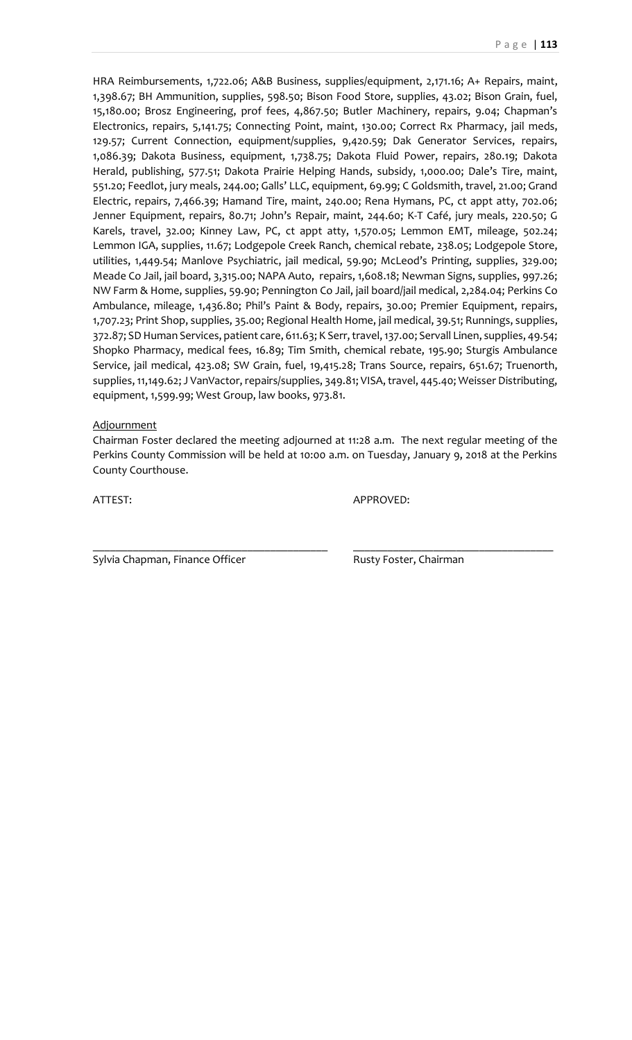HRA Reimbursements, 1,722.06; A&B Business, supplies/equipment, 2,171.16; A+ Repairs, maint, 1,398.67; BH Ammunition, supplies, 598.50; Bison Food Store, supplies, 43.02; Bison Grain, fuel, 15,180.00; Brosz Engineering, prof fees, 4,867.50; Butler Machinery, repairs, 9.04; Chapman's Electronics, repairs, 5,141.75; Connecting Point, maint, 130.00; Correct Rx Pharmacy, jail meds, 129.57; Current Connection, equipment/supplies, 9,420.59; Dak Generator Services, repairs, 1,086.39; Dakota Business, equipment, 1,738.75; Dakota Fluid Power, repairs, 280.19; Dakota Herald, publishing, 577.51; Dakota Prairie Helping Hands, subsidy, 1,000.00; Dale's Tire, maint, 551.20; Feedlot, jury meals, 244.00; Galls' LLC, equipment, 69.99; C Goldsmith, travel, 21.00; Grand Electric, repairs, 7,466.39; Hamand Tire, maint, 240.00; Rena Hymans, PC, ct appt atty, 702.06; Jenner Equipment, repairs, 80.71; John's Repair, maint, 244.60; K-T Café, jury meals, 220.50; G Karels, travel, 32.00; Kinney Law, PC, ct appt atty, 1,570.05; Lemmon EMT, mileage, 502.24; Lemmon IGA, supplies, 11.67; Lodgepole Creek Ranch, chemical rebate, 238.05; Lodgepole Store, utilities, 1,449.54; Manlove Psychiatric, jail medical, 59.90; McLeod's Printing, supplies, 329.00; Meade Co Jail, jail board, 3,315.00; NAPA Auto, repairs, 1,608.18; Newman Signs, supplies, 997.26; NW Farm & Home, supplies, 59.90; Pennington Co Jail, jail board/jail medical, 2,284.04; Perkins Co Ambulance, mileage, 1,436.80; Phil's Paint & Body, repairs, 30.00; Premier Equipment, repairs, 1,707.23; Print Shop, supplies, 35.00; Regional Health Home, jail medical, 39.51; Runnings, supplies, 372.87; SD Human Services, patient care, 611.63; K Serr, travel, 137.00; Servall Linen, supplies, 49.54; Shopko Pharmacy, medical fees, 16.89; Tim Smith, chemical rebate, 195.90; Sturgis Ambulance Service, jail medical, 423.08; SW Grain, fuel, 19,415.28; Trans Source, repairs, 651.67; Truenorth, supplies, 11,149.62; J VanVactor, repairs/supplies, 349.81; VISA, travel, 445.40; Weisser Distributing, equipment, 1,599.99; West Group, law books, 973.81.

Adjournment

Chairman Foster declared the meeting adjourned at 11:28 a.m. The next regular meeting of the Perkins County Commission will be held at 10:00 a.m. on Tuesday, January 9, 2018 at the Perkins County Courthouse.

ATTEST: APPROVED:

\_\_\_\_\_\_\_\_\_\_\_\_\_\_\_\_\_\_\_\_\_\_\_\_\_\_\_\_\_\_\_\_\_\_\_\_ \_\_\_\_\_\_\_\_\_\_\_\_\_\_\_\_\_\_\_\_\_\_\_\_\_\_\_\_\_\_\_\_\_\_\_\_

Sylvia Chapman, Finance Officer Rusty Foster, Chairman